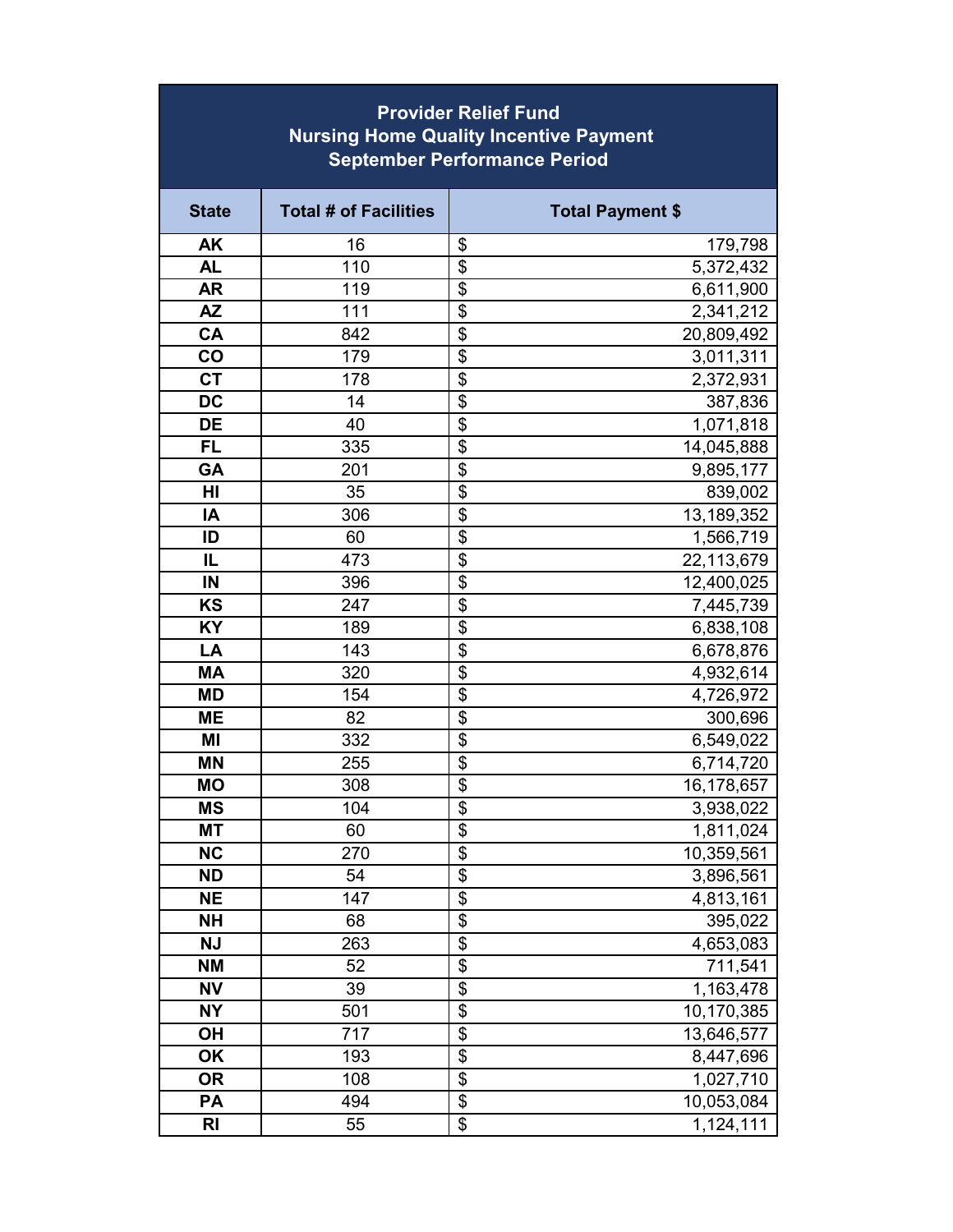| Provider Relief Fund<br>Nursing Home Quality Incentive Payment<br>September Performance Period | | |
|---|---|---|
| **State** | **Total # of Facilities** | **Total Payment $** |
| AK | 16 | $ 179,798 |
| AL | 110 | $ 5,372,432 |
| AR | 119 | $ 6,611,900 |
| AZ | 111 | $ 2,341,212 |
| CA | 842 | $ 20,809,492 |
| CO | 179 | $ 3,011,311 |
| CT | 178 | $ 2,372,931 |
| DC | 14 | $ 387,836 |
| DE | 40 | $ 1,071,818 |
| FL | 335 | $ 14,045,888 |
| GA | 201 | $ 9,895,177 |
| HI | 35 | $ 839,002 |
| IA | 306 | $ 13,189,352 |
| ID | 60 | $ 1,566,719 |
| IL | 473 | $ 22,113,679 |
| IN | 396 | $ 12,400,025 |
| KS | 247 | $ 7,445,739 |
| KY | 189 | $ 6,838,108 |
| LA | 143 | $ 6,678,876 |
| MA | 320 | $ 4,932,614 |
| MD | 154 | $ 4,726,972 |
| ME | 82 | $ 300,696 |
| MI | 332 | $ 6,549,022 |
| MN | 255 | $ 6,714,720 |
| MO | 308 | $ 16,178,657 |
| MS | 104 | $ 3,938,022 |
| MT | 60 | $ 1,811,024 |
| NC | 270 | $ 10,359,561 |
| ND | 54 | $ 3,896,561 |
| NE | 147 | $ 4,813,161 |
| NH | 68 | $ 395,022 |
| NJ | 263 | $ 4,653,083 |
| NM | 52 | $ 711,541 |
| NV | 39 | $ 1,163,478 |
| NY | 501 | $ 10,170,385 |
| OH | 717 | $ 13,646,577 |
| OK | 193 | $ 8,447,696 |
| OR | 108 | $ 1,027,710 |
| PA | 494 | $ 10,053,084 |
| RI | 55 | $ 1,124,111 |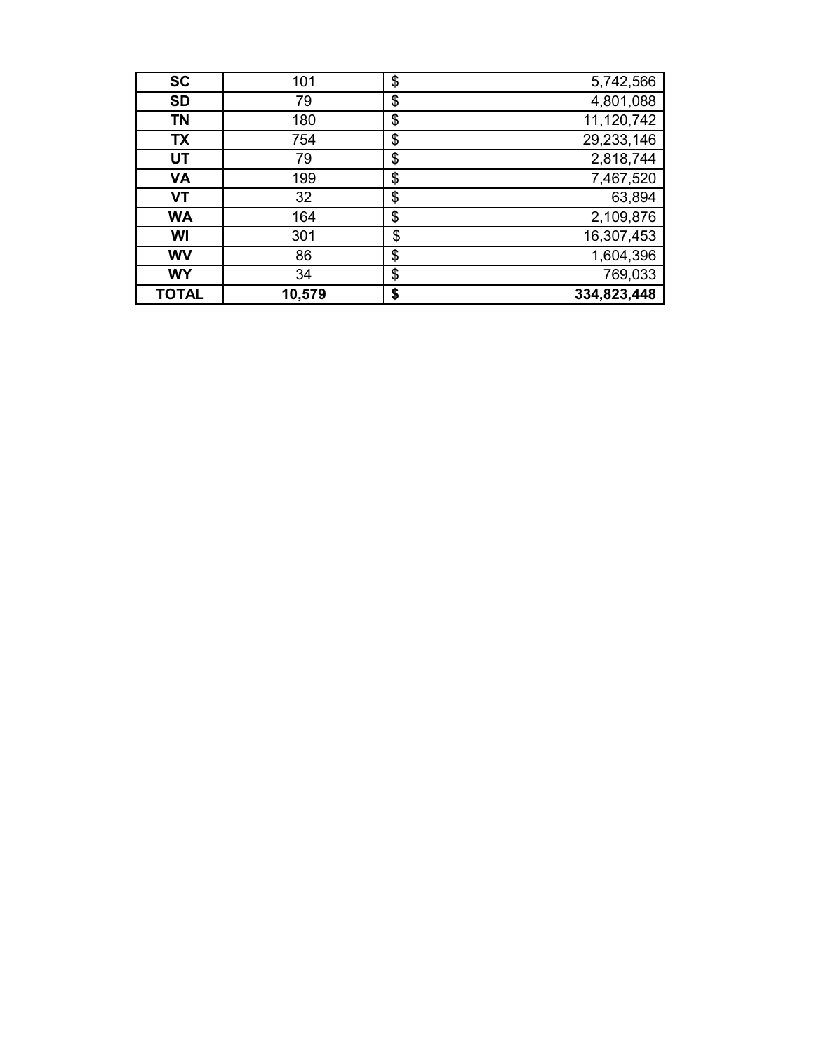| | | | |
|---|---|---|---|
| **SC** | 101 | $ | 5,742,566 |
| **SD** | 79 | $ | 4,801,088 |
| **TN** | 180 | $ | 11,120,742 |
| **TX** | 754 | $ | 29,233,146 |
| **UT** | 79 | $ | 2,818,744 |
| **VA** | 199 | $ | 7,467,520 |
| **VT** | 32 | $ | 63,894 |
| **WA** | 164 | $ | 2,109,876 |
| **WI** | 301 | $ | 16,307,453 |
| **WV** | 86 | $ | 1,604,396 |
| **WY** | 34 | $ | 769,033 |
| **TOTAL** | **10,579** | **$** | **334,823,448** |